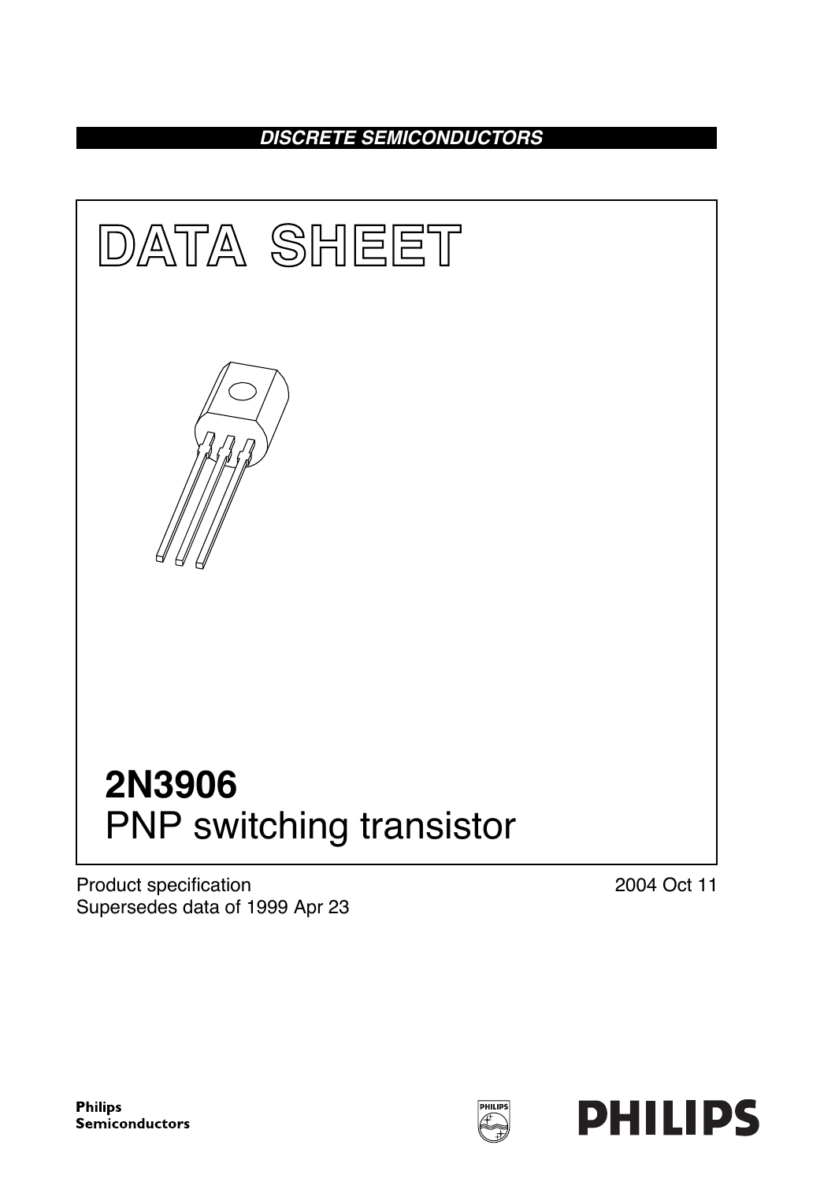**DISCRETE SEMICONDUCTORS**

# DATA SHEET

# 2N3906
## PNP switching transistor

Product specification
Supersedes data of 1999 Apr 23

2004 Oct 11

Philips Semiconductors

PHILIPS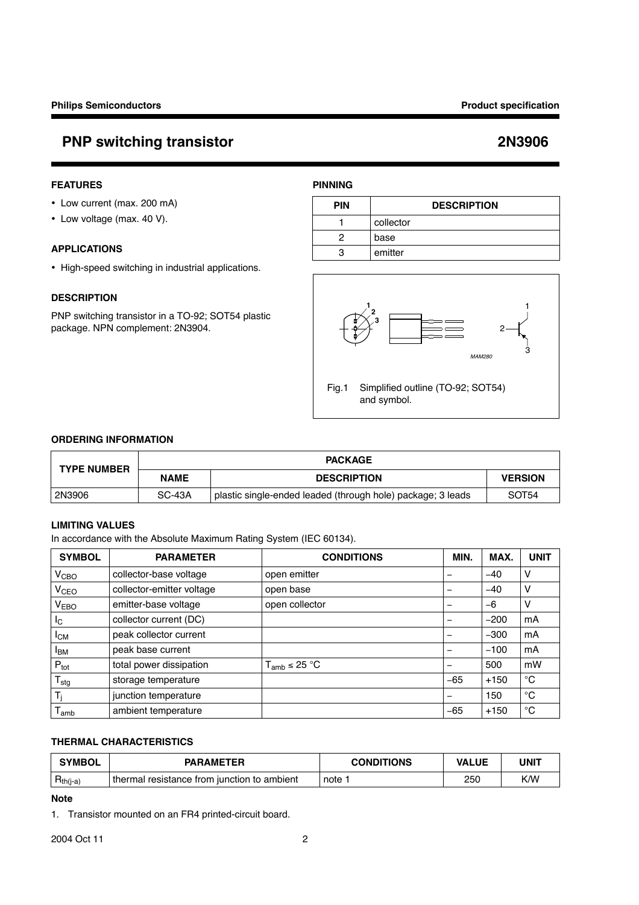# PNP switching transistor — 2N3906

## FEATURES

- Low current (max. 200 mA)
- Low voltage (max. 40 V).

## APPLICATIONS

- High-speed switching in industrial applications.

## DESCRIPTION

PNP switching transistor in a TO-92; SOT54 plastic package. NPN complement: 2N3904.

## PINNING

| PIN | DESCRIPTION |
|---|---|
| 1 | collector |
| 2 | base |
| 3 | emitter |

Fig.1 Simplified outline (TO-92; SOT54) and symbol.

## ORDERING INFORMATION

| TYPE NUMBER | PACKAGE | | |
|---|---|---|---|
| | NAME | DESCRIPTION | VERSION |
| 2N3906 | SC-43A | plastic single-ended leaded (through hole) package; 3 leads | SOT54 |

## LIMITING VALUES

In accordance with the Absolute Maximum Rating System (IEC 60134).

| SYMBOL | PARAMETER | CONDITIONS | MIN. | MAX. | UNIT |
|---|---|---|---|---|---|
| $V_{CBO}$ | collector-base voltage | open emitter | – | −40 | V |
| $V_{CEO}$ | collector-emitter voltage | open base | – | −40 | V |
| $V_{EBO}$ | emitter-base voltage | open collector | – | −6 | V |
| $I_C$ | collector current (DC) | | – | −200 | mA |
| $I_{CM}$ | peak collector current | | – | −300 | mA |
| $I_{BM}$ | peak base current | | – | −100 | mA |
| $P_{tot}$ | total power dissipation | $T_{amb} \leq 25$ °C | – | 500 | mW |
| $T_{stg}$ | storage temperature | | −65 | +150 | °C |
| $T_j$ | junction temperature | | – | 150 | °C |
| $T_{amb}$ | ambient temperature | | −65 | +150 | °C |

## THERMAL CHARACTERISTICS

| SYMBOL | PARAMETER | CONDITIONS | VALUE | UNIT |
|---|---|---|---|---|
| $R_{th(j-a)}$ | thermal resistance from junction to ambient | note 1 | 250 | K/W |

**Note**

1. Transistor mounted on an FR4 printed-circuit board.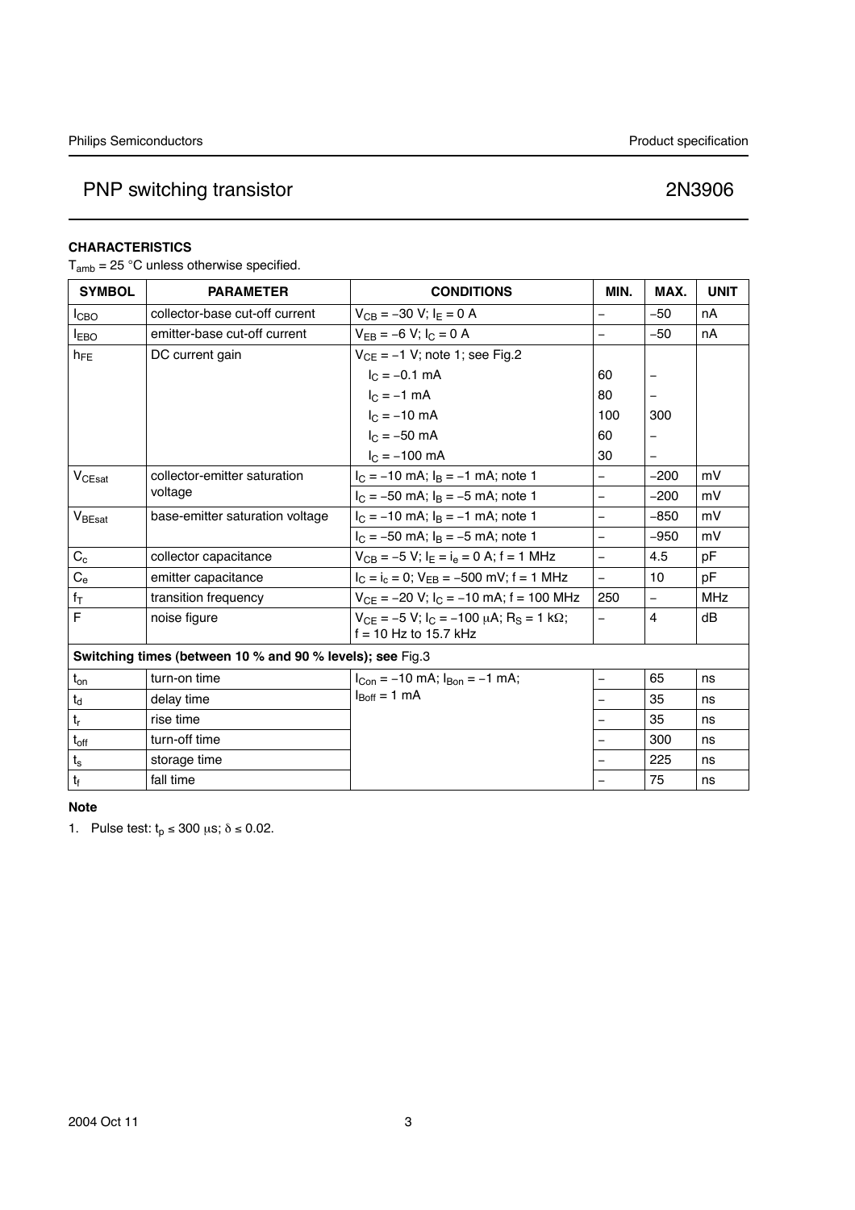### CHARACTERISTICS

$T_{amb}$ = 25 °C unless otherwise specified.

| SYMBOL | PARAMETER | CONDITIONS | MIN. | MAX. | UNIT |
|---|---|---|---|---|---|
| $I_{CBO}$ | collector-base cut-off current | $V_{CB}$ = −30 V; $I_E$ = 0 A | − | −50 | nA |
| $I_{EBO}$ | emitter-base cut-off current | $V_{EB}$ = −6 V; $I_C$ = 0 A | − | −50 | nA |
| $h_{FE}$ | DC current gain | $V_{CE}$ = −1 V; note 1; see Fig.2 | | | |
| | | $I_C$ = −0.1 mA | 60 | − | |
| | | $I_C$ = −1 mA | 80 | − | |
| | | $I_C$ = −10 mA | 100 | 300 | |
| | | $I_C$ = −50 mA | 60 | − | |
| | | $I_C$ = −100 mA | 30 | − | |
| $V_{CEsat}$ | collector-emitter saturation voltage | $I_C$ = −10 mA; $I_B$ = −1 mA; note 1 | − | −200 | mV |
| | | $I_C$ = −50 mA; $I_B$ = −5 mA; note 1 | − | −200 | mV |
| $V_{BEsat}$ | base-emitter saturation voltage | $I_C$ = −10 mA; $I_B$ = −1 mA; note 1 | − | −850 | mV |
| | | $I_C$ = −50 mA; $I_B$ = −5 mA; note 1 | − | −950 | mV |
| $C_c$ | collector capacitance | $V_{CB}$ = −5 V; $I_E = i_e$ = 0 A; f = 1 MHz | − | 4.5 | pF |
| $C_e$ | emitter capacitance | $I_C = i_c$ = 0; $V_{EB}$ = −500 mV; f = 1 MHz | − | 10 | pF |
| $f_T$ | transition frequency | $V_{CE}$ = −20 V; $I_C$ = −10 mA; f = 100 MHz | 250 | − | MHz |
| F | noise figure | $V_{CE}$ = −5 V; $I_C$ = −100 μA; $R_S$ = 1 kΩ; f = 10 Hz to 15.7 kHz | − | 4 | dB |
| **Switching times (between 10 % and 90 % levels); see** Fig.3 | | | | | |
| $t_{on}$ | turn-on time | $I_{Con}$ = −10 mA; $I_{Bon}$ = −1 mA; $I_{Boff}$ = 1 mA | − | 65 | ns |
| $t_d$ | delay time | | − | 35 | ns |
| $t_r$ | rise time | | − | 35 | ns |
| $t_{off}$ | turn-off time | | − | 300 | ns |
| $t_s$ | storage time | | − | 225 | ns |
| $t_f$ | fall time | | − | 75 | ns |

#### Note

1. Pulse test: $t_p$ ≤ 300 μs; δ ≤ 0.02.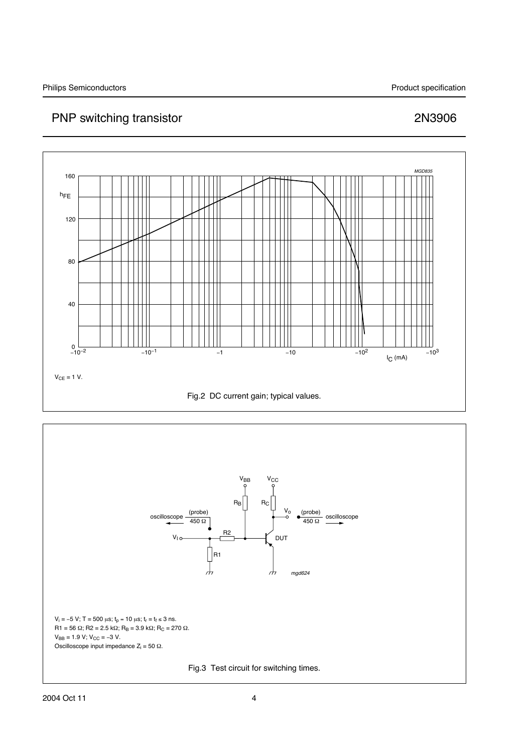$V_{CE}$ = 1 V.

Fig.2 DC current gain; typical values.

$V_i$ = −5 V; T = 500 μs; $t_p$ = 10 μs; $t_r$ = $t_f$ ≤ 3 ns.
R1 = 56 Ω; R2 = 2.5 kΩ; $R_B$ = 3.9 kΩ; $R_C$ = 270 Ω.
$V_{BB}$ = 1.9 V; $V_{CC}$ = −3 V.
Oscilloscope input impedance $Z_i$ = 50 Ω.

Fig.3 Test circuit for switching times.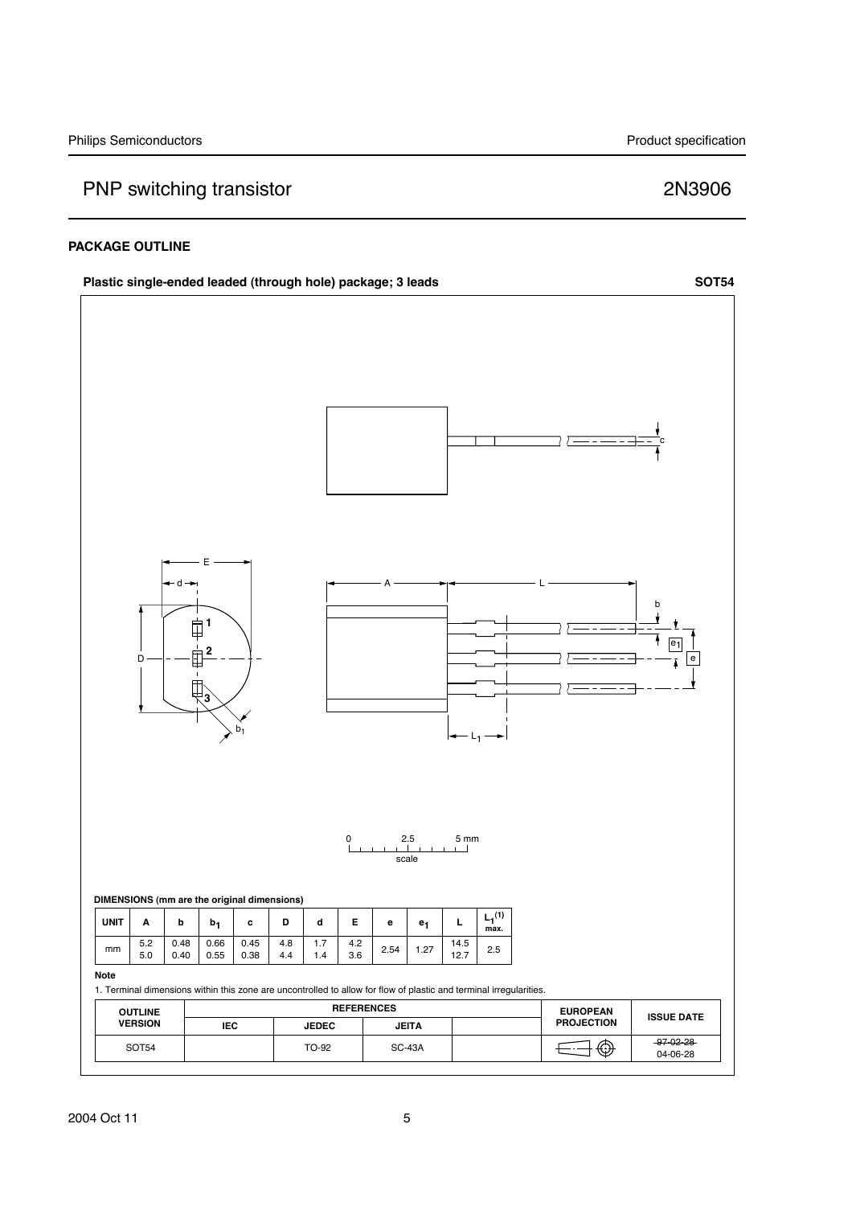## PACKAGE OUTLINE

**Plastic single-ended leaded (through hole) package; 3 leads** **SOT54**

0 2.5 5 mm
scale

**DIMENSIONS (mm are the original dimensions)**

| UNIT | A | b | $b_1$ | c | D | d | E | e | $e_1$ | L | $L_1^{(1)}$ max. |
|---|---|---|---|---|---|---|---|---|---|---|---|
| mm | 5.2<br>5.0 | 0.48<br>0.40 | 0.66<br>0.55 | 0.45<br>0.38 | 4.8<br>4.4 | 1.7<br>1.4 | 4.2<br>3.6 | 2.54 | 1.27 | 14.5<br>12.7 | 2.5 |

**Note**

1. Terminal dimensions within this zone are uncontrolled to allow for flow of plastic and terminal irregularities.

| OUTLINE VERSION | REFERENCES | | | | EUROPEAN PROJECTION | ISSUE DATE |
|---|---|---|---|---|---|---|
| | IEC | JEDEC | JEITA | | | |
| SOT54 | | TO-92 | SC-43A | | | ~~97-02-28~~<br>04-06-28 |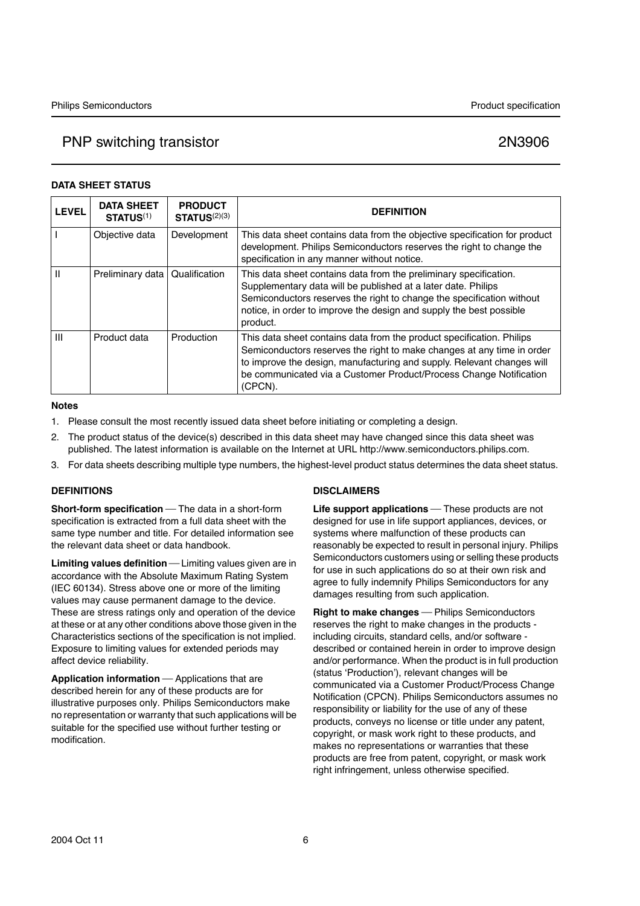## DATA SHEET STATUS

| LEVEL | DATA SHEET STATUS[1] | PRODUCT STATUS[2][3] | DEFINITION |
|---|---|---|---|
| I | Objective data | Development | This data sheet contains data from the objective specification for product development. Philips Semiconductors reserves the right to change the specification in any manner without notice. |
| II | Preliminary data | Qualification | This data sheet contains data from the preliminary specification. Supplementary data will be published at a later date. Philips Semiconductors reserves the right to change the specification without notice, in order to improve the design and supply the best possible product. |
| III | Product data | Production | This data sheet contains data from the product specification. Philips Semiconductors reserves the right to make changes at any time in order to improve the design, manufacturing and supply. Relevant changes will be communicated via a Customer Product/Process Change Notification (CPCN). |

**Notes**

1. Please consult the most recently issued data sheet before initiating or completing a design.
2. The product status of the device(s) described in this data sheet may have changed since this data sheet was published. The latest information is available on the Internet at URL http://www.semiconductors.philips.com.
3. For data sheets describing multiple type numbers, the highest-level product status determines the data sheet status.

## DEFINITIONS

**Short-form specification** — The data in a short-form specification is extracted from a full data sheet with the same type number and title. For detailed information see the relevant data sheet or data handbook.

**Limiting values definition** — Limiting values given are in accordance with the Absolute Maximum Rating System (IEC 60134). Stress above one or more of the limiting values may cause permanent damage to the device. These are stress ratings only and operation of the device at these or at any other conditions above those given in the Characteristics sections of the specification is not implied. Exposure to limiting values for extended periods may affect device reliability.

**Application information** — Applications that are described herein for any of these products are for illustrative purposes only. Philips Semiconductors make no representation or warranty that such applications will be suitable for the specified use without further testing or modification.

## DISCLAIMERS

**Life support applications** — These products are not designed for use in life support appliances, devices, or systems where malfunction of these products can reasonably be expected to result in personal injury. Philips Semiconductors customers using or selling these products for use in such applications do so at their own risk and agree to fully indemnify Philips Semiconductors for any damages resulting from such application.

**Right to make changes** — Philips Semiconductors reserves the right to make changes in the products - including circuits, standard cells, and/or software - described or contained herein in order to improve design and/or performance. When the product is in full production (status 'Production'), relevant changes will be communicated via a Customer Product/Process Change Notification (CPCN). Philips Semiconductors assumes no responsibility or liability for the use of any of these products, conveys no license or title under any patent, copyright, or mask work right to these products, and makes no representations or warranties that these products are free from patent, copyright, or mask work right infringement, unless otherwise specified.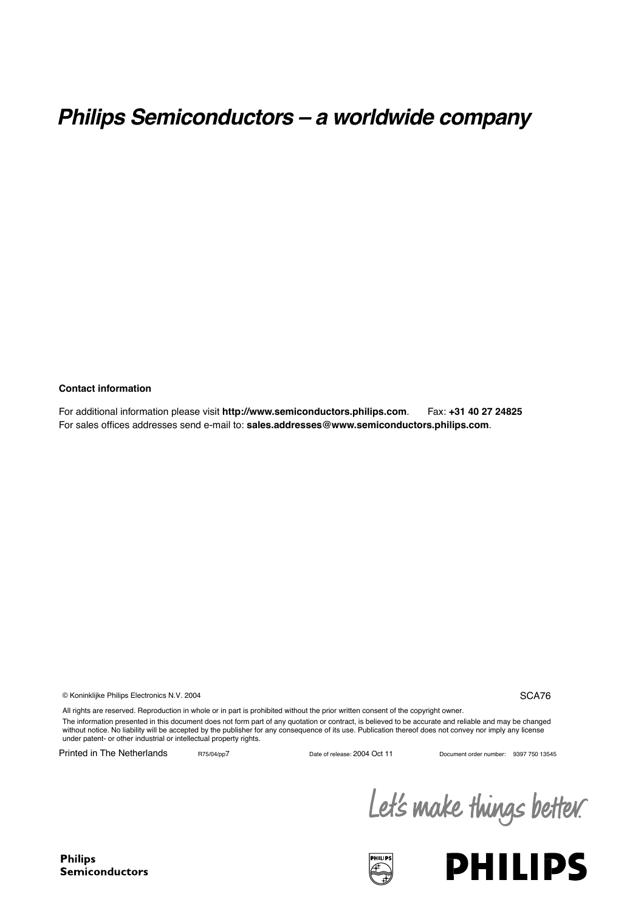# *Philips Semiconductors – a worldwide company*

**Contact information**

For additional information please visit **http://www.semiconductors.philips.com**. Fax: **+31 40 27 24825**
For sales offices addresses send e-mail to: **sales.addresses@www.semiconductors.philips.com**.

© Koninklijke Philips Electronics N.V. 2004

SCA76

All rights are reserved. Reproduction in whole or in part is prohibited without the prior written consent of the copyright owner.

The information presented in this document does not form part of any quotation or contract, is believed to be accurate and reliable and may be changed without notice. No liability will be accepted by the publisher for any consequence of its use. Publication thereof does not convey nor imply any license under patent- or other industrial or intellectual property rights.

Printed in The Netherlands R75/04/pp7 Date of release: 2004 Oct 11 Document order number: 9397 750 13545

Let's make things better.

**Philips Semiconductors**

**PHILIPS**